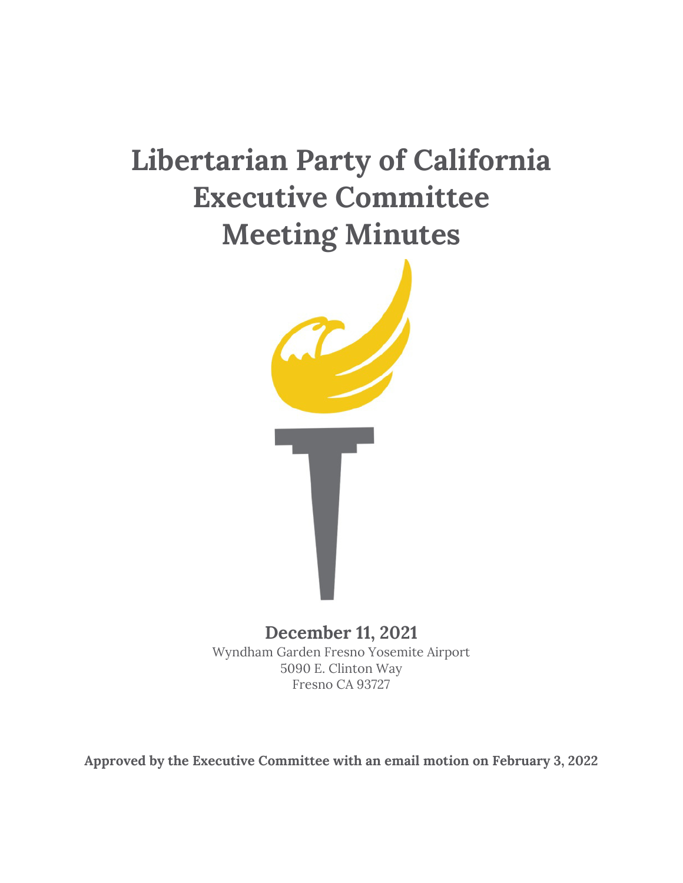# Libertarian Party of California Executive Committee Meeting Minutes

**December 11, 2021**

Wyndham Garden Fresno Yosemite Airport
5090 E. Clinton Way
Fresno CA 93727

**Approved by the Executive Committee with an email motion on February 3, 2022**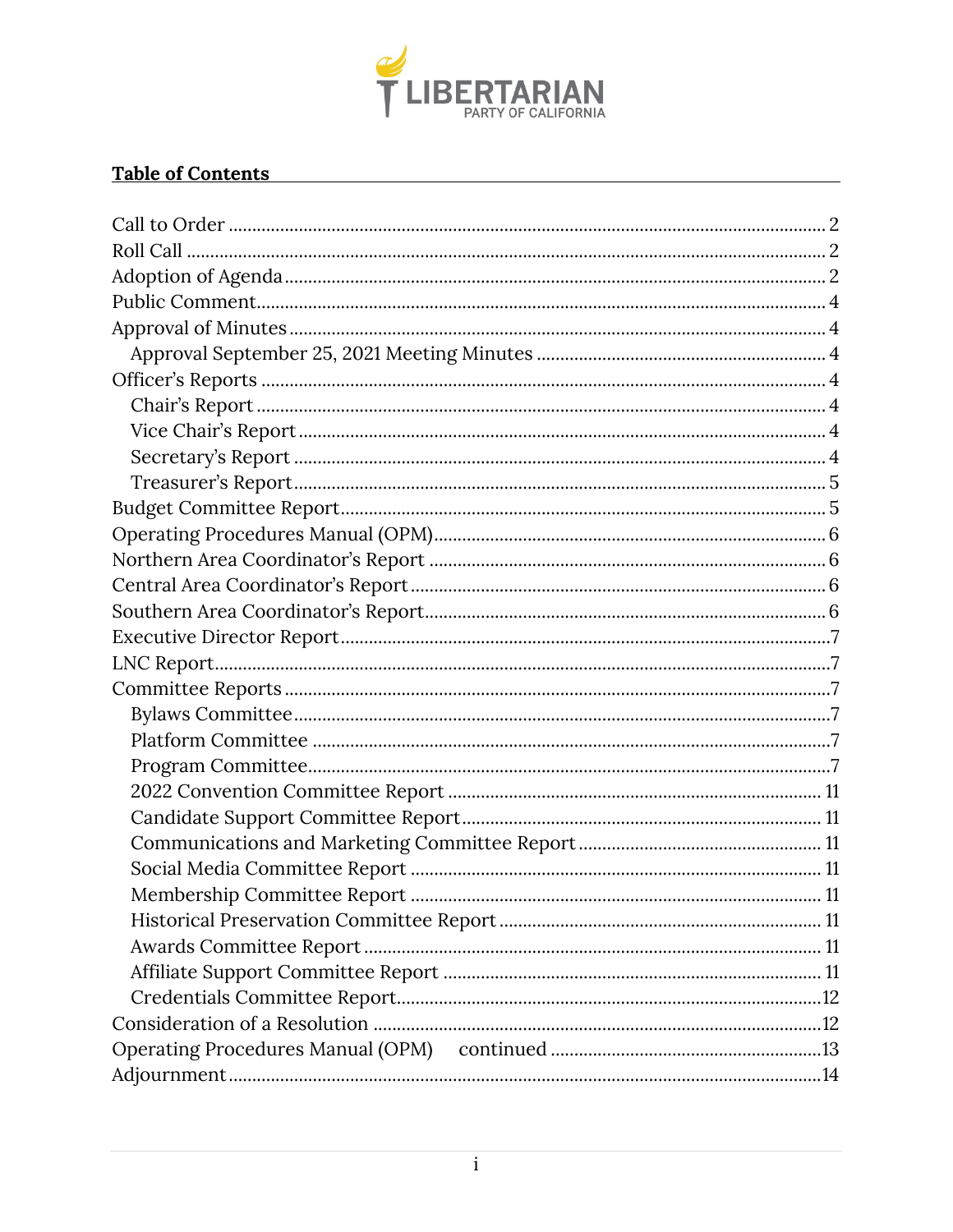## Table of Contents

- Call to Order ..... 2
- Roll Call ..... 2
- Adoption of Agenda ..... 2
- Public Comment ..... 4
- Approval of Minutes ..... 4
  - Approval September 25, 2021 Meeting Minutes ..... 4
- Officer's Reports ..... 4
  - Chair's Report ..... 4
  - Vice Chair's Report ..... 4
  - Secretary's Report ..... 4
  - Treasurer's Report ..... 5
- Budget Committee Report ..... 5
- Operating Procedures Manual (OPM) ..... 6
- Northern Area Coordinator's Report ..... 6
- Central Area Coordinator's Report ..... 6
- Southern Area Coordinator's Report ..... 6
- Executive Director Report ..... 7
- LNC Report ..... 7
- Committee Reports ..... 7
  - Bylaws Committee ..... 7
  - Platform Committee ..... 7
  - Program Committee ..... 7
  - 2022 Convention Committee Report ..... 11
  - Candidate Support Committee Report ..... 11
  - Communications and Marketing Committee Report ..... 11
  - Social Media Committee Report ..... 11
  - Membership Committee Report ..... 11
  - Historical Preservation Committee Report ..... 11
  - Awards Committee Report ..... 11
  - Affiliate Support Committee Report ..... 11
  - Credentials Committee Report ..... 12
- Consideration of a Resolution ..... 12
- Operating Procedures Manual (OPM) continued ..... 13
- Adjournment ..... 14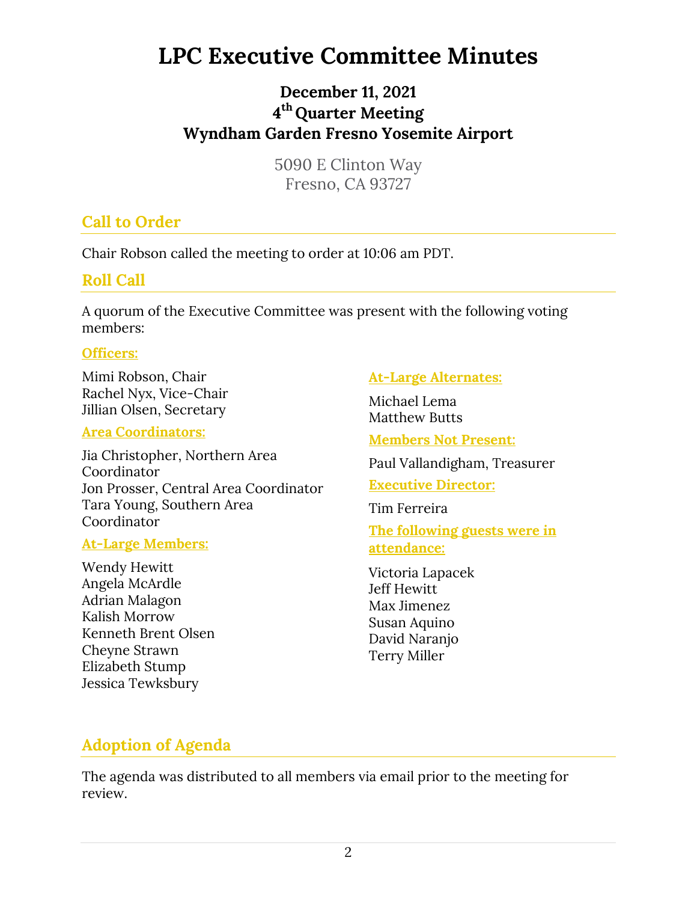# LPC Executive Committee Minutes

### December 11, 2021
### 4th Quarter Meeting
### Wyndham Garden Fresno Yosemite Airport

5090 E Clinton Way
Fresno, CA 93727

## Call to Order

Chair Robson called the meeting to order at 10:06 am PDT.

## Roll Call

A quorum of the Executive Committee was present with the following voting members:

**Officers:**

Mimi Robson, Chair
Rachel Nyx, Vice-Chair
Jillian Olsen, Secretary

**Area Coordinators:**

Jia Christopher, Northern Area Coordinator
Jon Prosser, Central Area Coordinator
Tara Young, Southern Area Coordinator

**At-Large Members:**

Wendy Hewitt
Angela McArdle
Adrian Malagon
Kalish Morrow
Kenneth Brent Olsen
Cheyne Strawn
Elizabeth Stump
Jessica Tewksbury

**At-Large Alternates:**

Michael Lema
Matthew Butts

**Members Not Present:**

Paul Vallandigham, Treasurer

**Executive Director:**

Tim Ferreira

**The following guests were in attendance:**

Victoria Lapacek
Jeff Hewitt
Max Jimenez
Susan Aquino
David Naranjo
Terry Miller

## Adoption of Agenda

The agenda was distributed to all members via email prior to the meeting for review.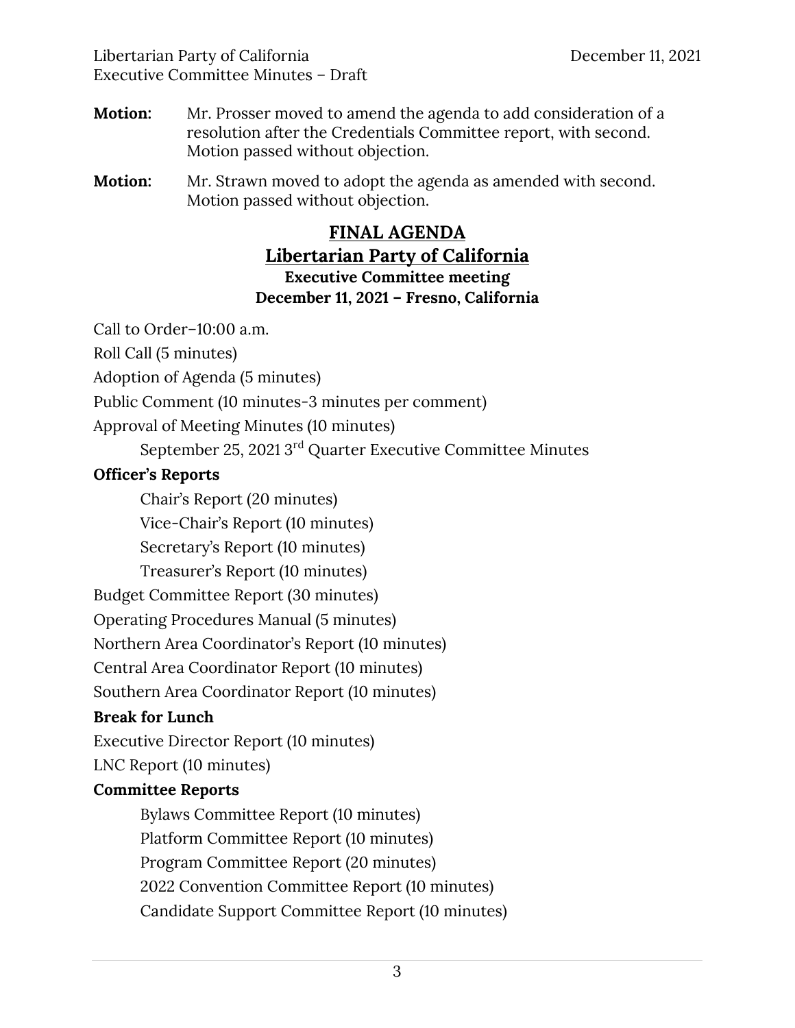**Motion:** Mr. Prosser moved to amend the agenda to add consideration of a resolution after the Credentials Committee report, with second. Motion passed without objection.

**Motion:** Mr. Strawn moved to adopt the agenda as amended with second. Motion passed without objection.

## FINAL AGENDA
## Libertarian Party of California
### Executive Committee meeting
### December 11, 2021 – Fresno, California

Call to Order–10:00 a.m.

Roll Call (5 minutes)

Adoption of Agenda (5 minutes)

Public Comment (10 minutes-3 minutes per comment)

Approval of Meeting Minutes (10 minutes)

  September 25, 2021 3rd Quarter Executive Committee Minutes

**Officer's Reports**

  Chair's Report (20 minutes)

  Vice-Chair's Report (10 minutes)

  Secretary's Report (10 minutes)

  Treasurer's Report (10 minutes)

Budget Committee Report (30 minutes)

Operating Procedures Manual (5 minutes)

Northern Area Coordinator's Report (10 minutes)

Central Area Coordinator Report (10 minutes)

Southern Area Coordinator Report (10 minutes)

**Break for Lunch**

Executive Director Report (10 minutes)

LNC Report (10 minutes)

**Committee Reports**

  Bylaws Committee Report (10 minutes)

  Platform Committee Report (10 minutes)

  Program Committee Report (20 minutes)

  2022 Convention Committee Report (10 minutes)

  Candidate Support Committee Report (10 minutes)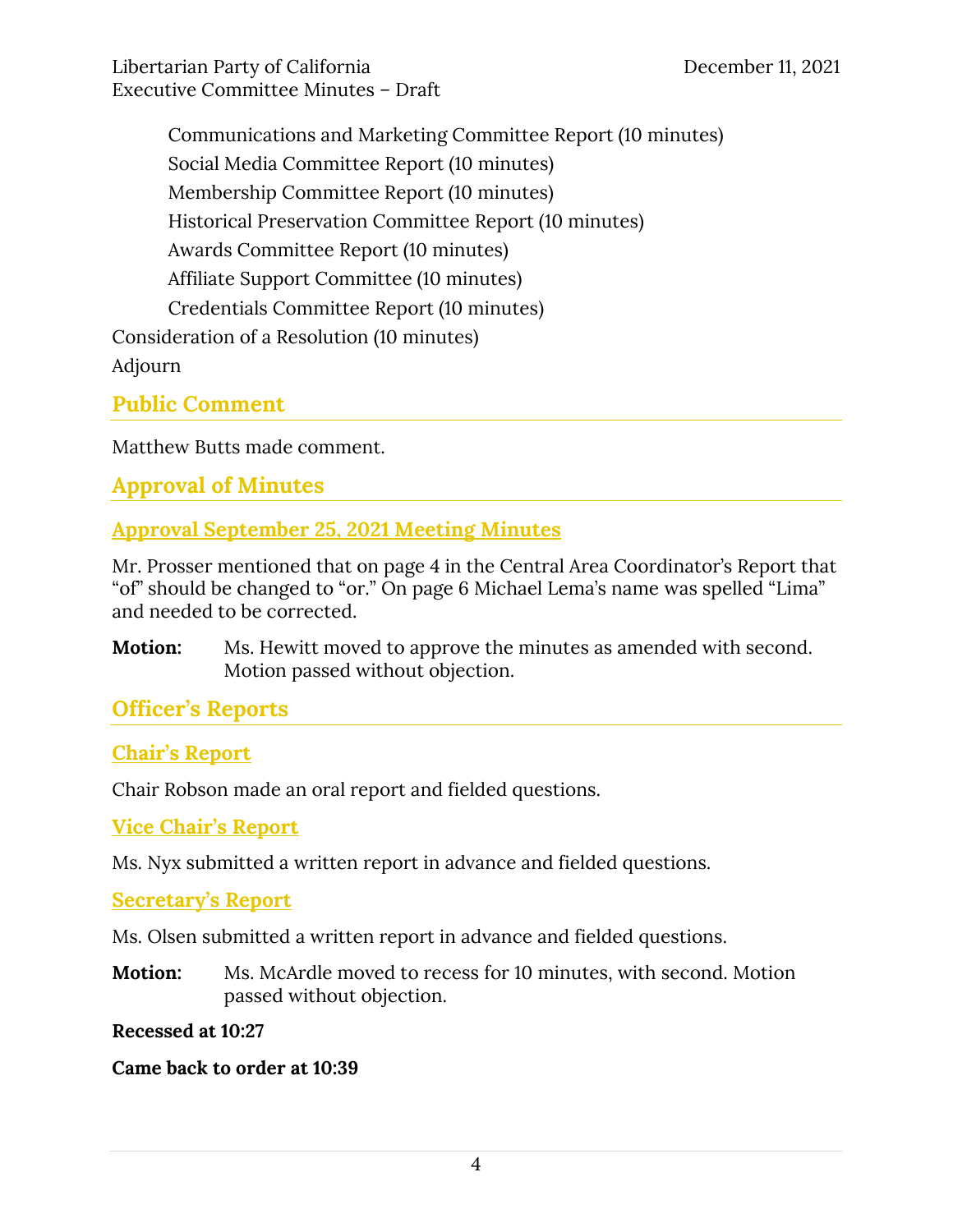Communications and Marketing Committee Report (10 minutes)

Social Media Committee Report (10 minutes)

Membership Committee Report (10 minutes)

Historical Preservation Committee Report (10 minutes)

Awards Committee Report (10 minutes)

Affiliate Support Committee (10 minutes)

Credentials Committee Report (10 minutes)

Consideration of a Resolution (10 minutes)

Adjourn

## Public Comment

Matthew Butts made comment.

## Approval of Minutes

### Approval September 25, 2021 Meeting Minutes

Mr. Prosser mentioned that on page 4 in the Central Area Coordinator's Report that "of" should be changed to "or." On page 6 Michael Lema's name was spelled "Lima" and needed to be corrected.

**Motion:** Ms. Hewitt moved to approve the minutes as amended with second. Motion passed without objection.

## Officer's Reports

### Chair's Report

Chair Robson made an oral report and fielded questions.

### Vice Chair's Report

Ms. Nyx submitted a written report in advance and fielded questions.

### Secretary's Report

Ms. Olsen submitted a written report in advance and fielded questions.

**Motion:** Ms. McArdle moved to recess for 10 minutes, with second. Motion passed without objection.

**Recessed at 10:27**

**Came back to order at 10:39**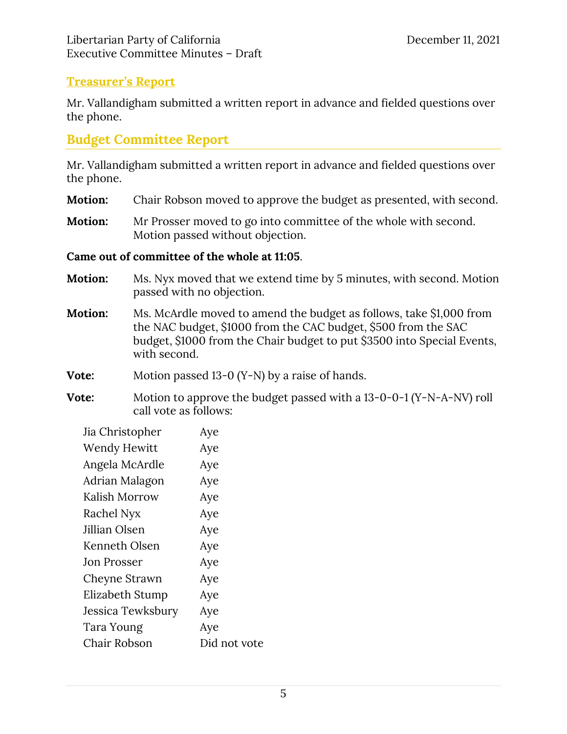## Treasurer's Report

Mr. Vallandigham submitted a written report in advance and fielded questions over the phone.

## Budget Committee Report

Mr. Vallandigham submitted a written report in advance and fielded questions over the phone.

**Motion:** Chair Robson moved to approve the budget as presented, with second.

**Motion:** Mr Prosser moved to go into committee of the whole with second. Motion passed without objection.

**Came out of committee of the whole at 11:05**.

**Motion:** Ms. Nyx moved that we extend time by 5 minutes, with second. Motion passed with no objection.

**Motion:** Ms. McArdle moved to amend the budget as follows, take $1,000 from the NAC budget, $1000 from the CAC budget, $500 from the SAC budget, $1000 from the Chair budget to put $3500 into Special Events, with second.

**Vote:** Motion passed 13-0 (Y-N) by a raise of hands.

**Vote:** Motion to approve the budget passed with a 13-0-0-1 (Y-N-A-NV) roll call vote as follows:

| | |
|---|---|
| Jia Christopher | Aye |
| Wendy Hewitt | Aye |
| Angela McArdle | Aye |
| Adrian Malagon | Aye |
| Kalish Morrow | Aye |
| Rachel Nyx | Aye |
| Jillian Olsen | Aye |
| Kenneth Olsen | Aye |
| Jon Prosser | Aye |
| Cheyne Strawn | Aye |
| Elizabeth Stump | Aye |
| Jessica Tewksbury | Aye |
| Tara Young | Aye |
| Chair Robson | Did not vote |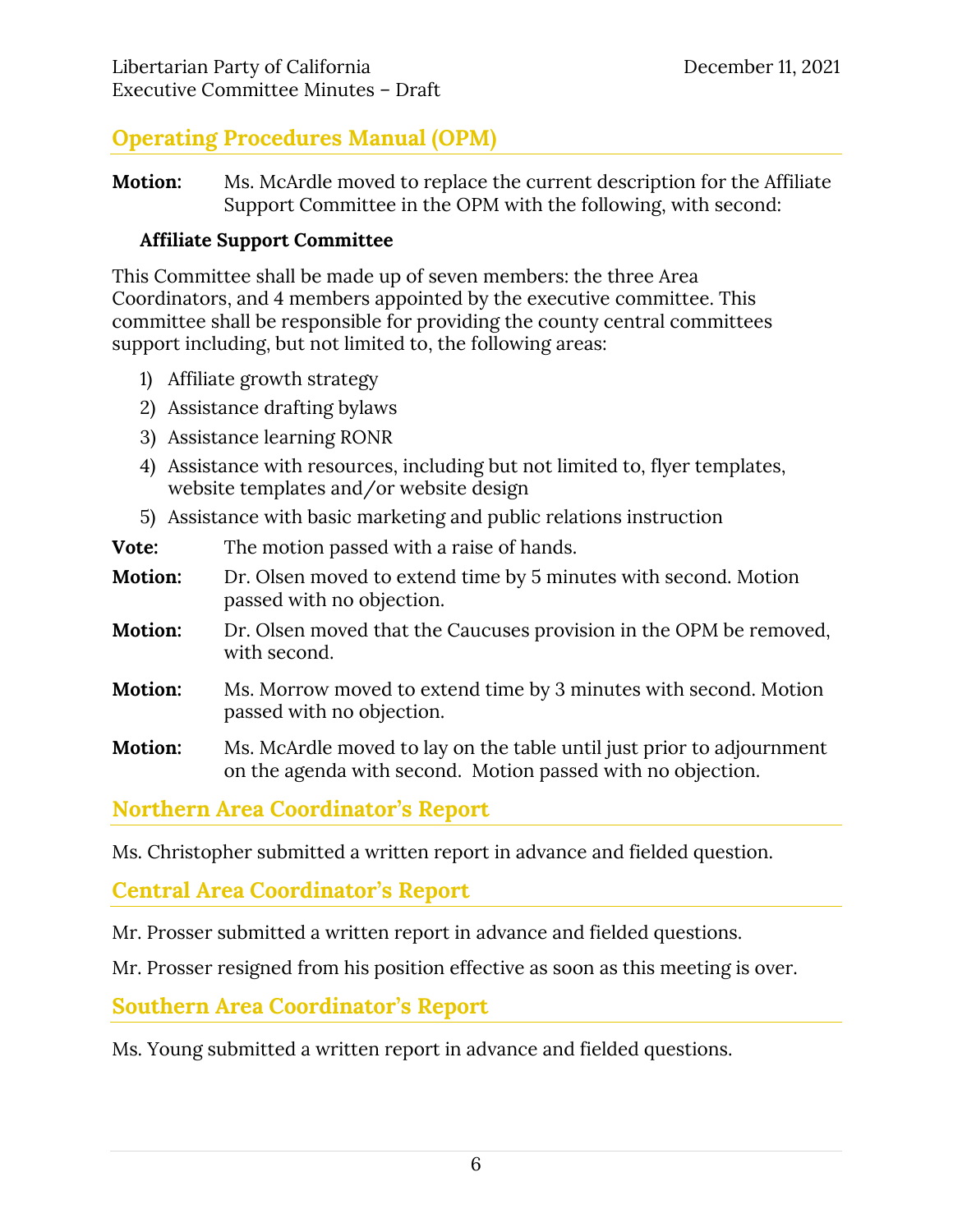## Operating Procedures Manual (OPM)

**Motion:** Ms. McArdle moved to replace the current description for the Affiliate Support Committee in the OPM with the following, with second:

**Affiliate Support Committee**

This Committee shall be made up of seven members: the three Area Coordinators, and 4 members appointed by the executive committee. This committee shall be responsible for providing the county central committees support including, but not limited to, the following areas:

1) Affiliate growth strategy
2) Assistance drafting bylaws
3) Assistance learning RONR
4) Assistance with resources, including but not limited to, flyer templates, website templates and/or website design
5) Assistance with basic marketing and public relations instruction

**Vote:** The motion passed with a raise of hands.

**Motion:** Dr. Olsen moved to extend time by 5 minutes with second. Motion passed with no objection.

**Motion:** Dr. Olsen moved that the Caucuses provision in the OPM be removed, with second.

**Motion:** Ms. Morrow moved to extend time by 3 minutes with second. Motion passed with no objection.

**Motion:** Ms. McArdle moved to lay on the table until just prior to adjournment on the agenda with second. Motion passed with no objection.

## Northern Area Coordinator's Report

Ms. Christopher submitted a written report in advance and fielded question.

## Central Area Coordinator's Report

Mr. Prosser submitted a written report in advance and fielded questions.

Mr. Prosser resigned from his position effective as soon as this meeting is over.

## Southern Area Coordinator's Report

Ms. Young submitted a written report in advance and fielded questions.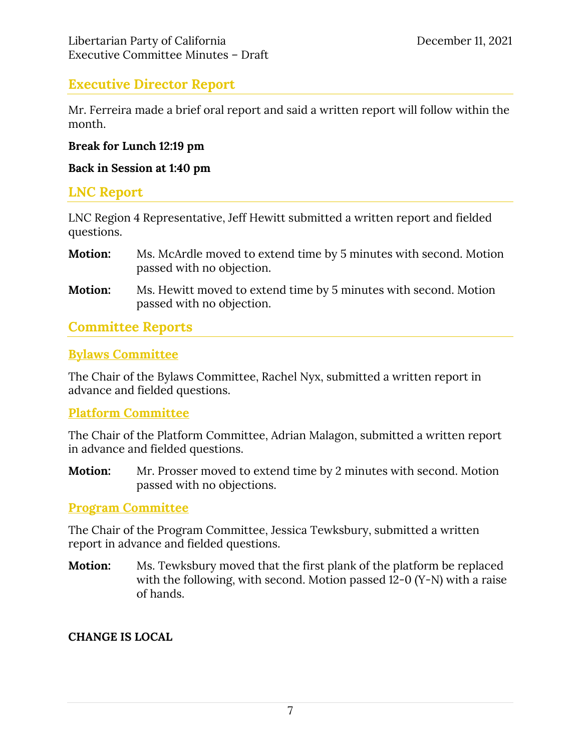## Executive Director Report

Mr. Ferreira made a brief oral report and said a written report will follow within the month.

**Break for Lunch 12:19 pm**

**Back in Session at 1:40 pm**

## LNC Report

LNC Region 4 Representative, Jeff Hewitt submitted a written report and fielded questions.

**Motion:** Ms. McArdle moved to extend time by 5 minutes with second. Motion passed with no objection.

**Motion:** Ms. Hewitt moved to extend time by 5 minutes with second. Motion passed with no objection.

## Committee Reports

### Bylaws Committee

The Chair of the Bylaws Committee, Rachel Nyx, submitted a written report in advance and fielded questions.

### Platform Committee

The Chair of the Platform Committee, Adrian Malagon, submitted a written report in advance and fielded questions.

**Motion:** Mr. Prosser moved to extend time by 2 minutes with second. Motion passed with no objections.

### Program Committee

The Chair of the Program Committee, Jessica Tewksbury, submitted a written report in advance and fielded questions.

**Motion:** Ms. Tewksbury moved that the first plank of the platform be replaced with the following, with second. Motion passed 12-0 (Y-N) with a raise of hands.

**CHANGE IS LOCAL**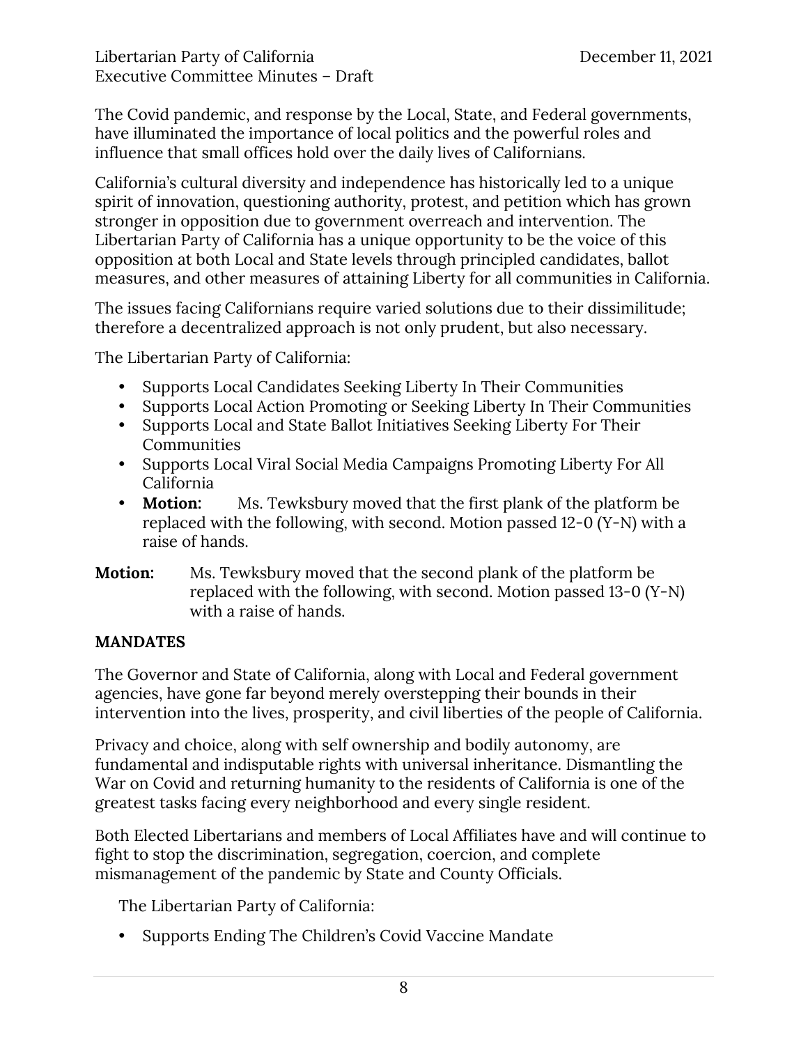The Covid pandemic, and response by the Local, State, and Federal governments, have illuminated the importance of local politics and the powerful roles and influence that small offices hold over the daily lives of Californians.

California's cultural diversity and independence has historically led to a unique spirit of innovation, questioning authority, protest, and petition which has grown stronger in opposition due to government overreach and intervention. The Libertarian Party of California has a unique opportunity to be the voice of this opposition at both Local and State levels through principled candidates, ballot measures, and other measures of attaining Liberty for all communities in California.

The issues facing Californians require varied solutions due to their dissimilitude; therefore a decentralized approach is not only prudent, but also necessary.

The Libertarian Party of California:

- Supports Local Candidates Seeking Liberty In Their Communities
- Supports Local Action Promoting or Seeking Liberty In Their Communities
- Supports Local and State Ballot Initiatives Seeking Liberty For Their Communities
- Supports Local Viral Social Media Campaigns Promoting Liberty For All California
- **Motion:** Ms. Tewksbury moved that the first plank of the platform be replaced with the following, with second. Motion passed 12-0 (Y-N) with a raise of hands.

**Motion:** Ms. Tewksbury moved that the second plank of the platform be replaced with the following, with second. Motion passed 13-0 (Y-N) with a raise of hands.

**MANDATES**

The Governor and State of California, along with Local and Federal government agencies, have gone far beyond merely overstepping their bounds in their intervention into the lives, prosperity, and civil liberties of the people of California.

Privacy and choice, along with self ownership and bodily autonomy, are fundamental and indisputable rights with universal inheritance. Dismantling the War on Covid and returning humanity to the residents of California is one of the greatest tasks facing every neighborhood and every single resident.

Both Elected Libertarians and members of Local Affiliates have and will continue to fight to stop the discrimination, segregation, coercion, and complete mismanagement of the pandemic by State and County Officials.

The Libertarian Party of California:

- Supports Ending The Children's Covid Vaccine Mandate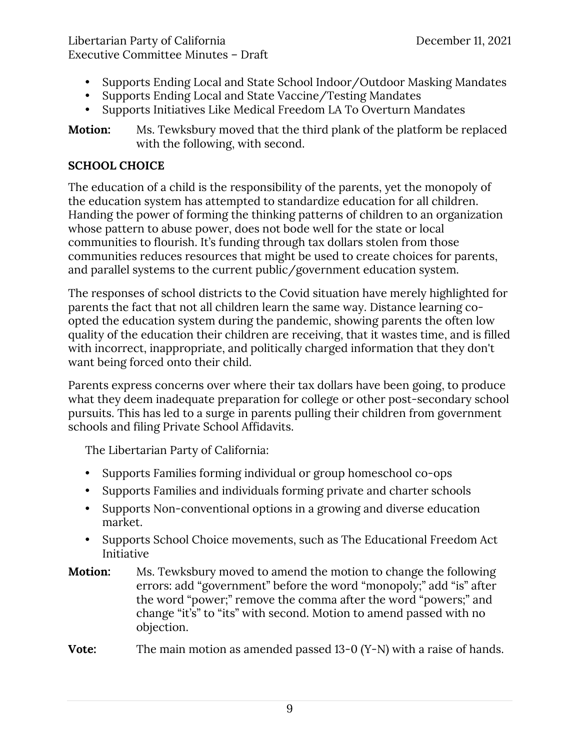- Supports Ending Local and State School Indoor/Outdoor Masking Mandates
- Supports Ending Local and State Vaccine/Testing Mandates
- Supports Initiatives Like Medical Freedom LA To Overturn Mandates

**Motion:** Ms. Tewksbury moved that the third plank of the platform be replaced with the following, with second.

**SCHOOL CHOICE**

The education of a child is the responsibility of the parents, yet the monopoly of the education system has attempted to standardize education for all children. Handing the power of forming the thinking patterns of children to an organization whose pattern to abuse power, does not bode well for the state or local communities to flourish. It's funding through tax dollars stolen from those communities reduces resources that might be used to create choices for parents, and parallel systems to the current public/government education system.

The responses of school districts to the Covid situation have merely highlighted for parents the fact that not all children learn the same way. Distance learning co-opted the education system during the pandemic, showing parents the often low quality of the education their children are receiving, that it wastes time, and is filled with incorrect, inappropriate, and politically charged information that they don't want being forced onto their child.

Parents express concerns over where their tax dollars have been going, to produce what they deem inadequate preparation for college or other post-secondary school pursuits. This has led to a surge in parents pulling their children from government schools and filing Private School Affidavits.

The Libertarian Party of California:

- Supports Families forming individual or group homeschool co-ops
- Supports Families and individuals forming private and charter schools
- Supports Non-conventional options in a growing and diverse education market.
- Supports School Choice movements, such as The Educational Freedom Act Initiative

**Motion:** Ms. Tewksbury moved to amend the motion to change the following errors: add "government" before the word "monopoly;" add "is" after the word "power;" remove the comma after the word "powers;" and change "it's" to "its" with second. Motion to amend passed with no objection.

**Vote:** The main motion as amended passed 13-0 (Y-N) with a raise of hands.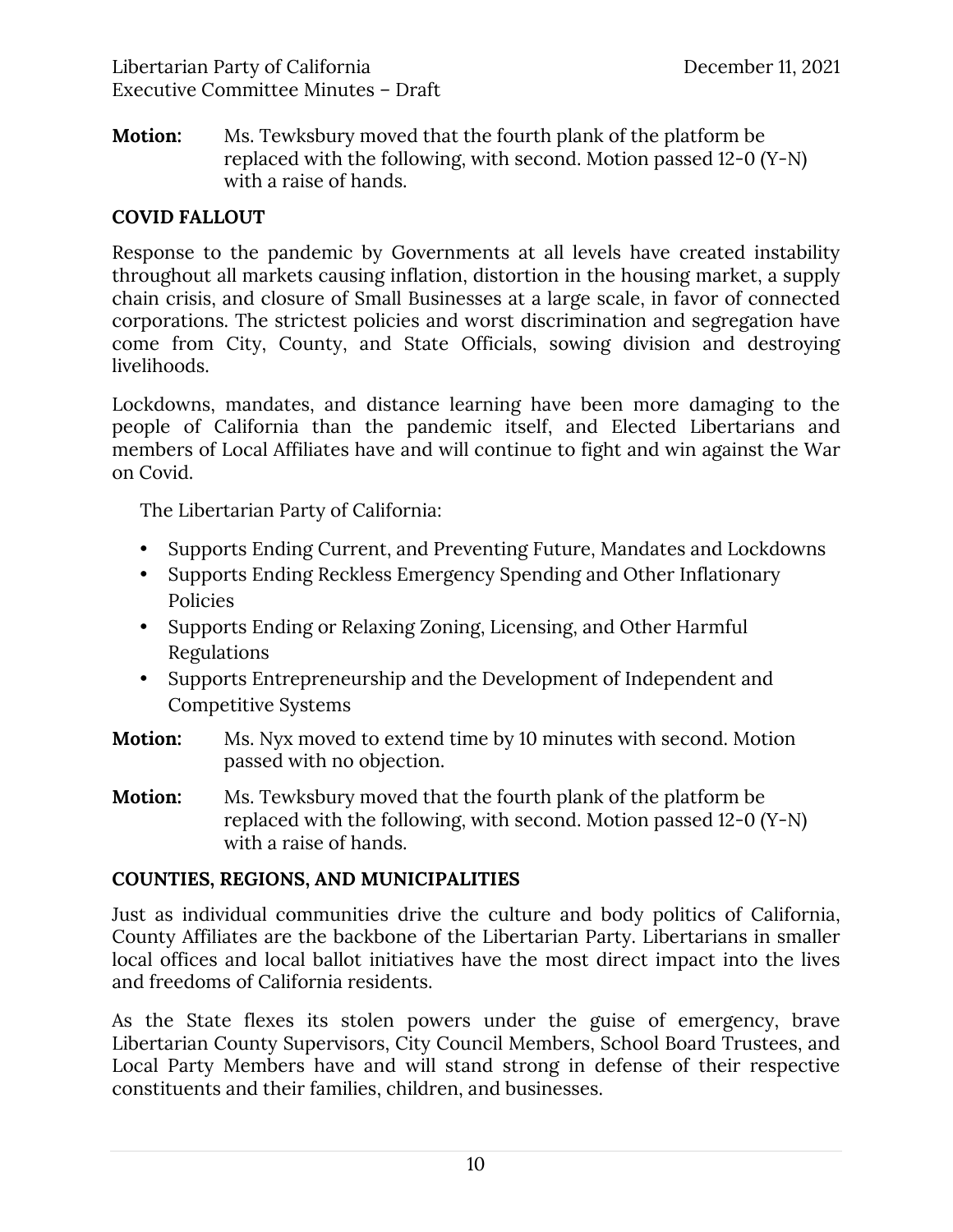**Motion:** Ms. Tewksbury moved that the fourth plank of the platform be replaced with the following, with second. Motion passed 12-0 (Y-N) with a raise of hands.

**COVID FALLOUT**

Response to the pandemic by Governments at all levels have created instability throughout all markets causing inflation, distortion in the housing market, a supply chain crisis, and closure of Small Businesses at a large scale, in favor of connected corporations. The strictest policies and worst discrimination and segregation have come from City, County, and State Officials, sowing division and destroying livelihoods.

Lockdowns, mandates, and distance learning have been more damaging to the people of California than the pandemic itself, and Elected Libertarians and members of Local Affiliates have and will continue to fight and win against the War on Covid.

The Libertarian Party of California:

- Supports Ending Current, and Preventing Future, Mandates and Lockdowns
- Supports Ending Reckless Emergency Spending and Other Inflationary Policies
- Supports Ending or Relaxing Zoning, Licensing, and Other Harmful Regulations
- Supports Entrepreneurship and the Development of Independent and Competitive Systems

**Motion:** Ms. Nyx moved to extend time by 10 minutes with second. Motion passed with no objection.

**Motion:** Ms. Tewksbury moved that the fourth plank of the platform be replaced with the following, with second. Motion passed 12-0 (Y-N) with a raise of hands.

**COUNTIES, REGIONS, AND MUNICIPALITIES**

Just as individual communities drive the culture and body politics of California, County Affiliates are the backbone of the Libertarian Party. Libertarians in smaller local offices and local ballot initiatives have the most direct impact into the lives and freedoms of California residents.

As the State flexes its stolen powers under the guise of emergency, brave Libertarian County Supervisors, City Council Members, School Board Trustees, and Local Party Members have and will stand strong in defense of their respective constituents and their families, children, and businesses.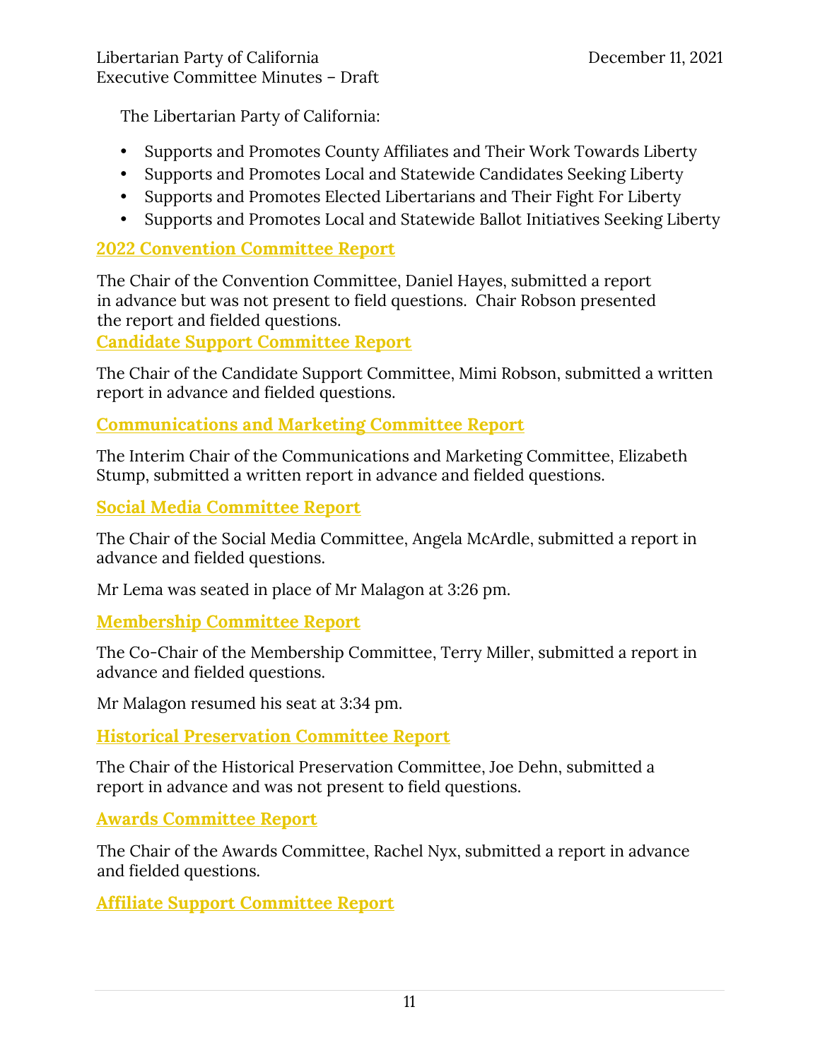The Libertarian Party of California:

- Supports and Promotes County Affiliates and Their Work Towards Liberty
- Supports and Promotes Local and Statewide Candidates Seeking Liberty
- Supports and Promotes Elected Libertarians and Their Fight For Liberty
- Supports and Promotes Local and Statewide Ballot Initiatives Seeking Liberty

## 2022 Convention Committee Report

The Chair of the Convention Committee, Daniel Hayes, submitted a report in advance but was not present to field questions. Chair Robson presented the report and fielded questions.

## Candidate Support Committee Report

The Chair of the Candidate Support Committee, Mimi Robson, submitted a written report in advance and fielded questions.

## Communications and Marketing Committee Report

The Interim Chair of the Communications and Marketing Committee, Elizabeth Stump, submitted a written report in advance and fielded questions.

## Social Media Committee Report

The Chair of the Social Media Committee, Angela McArdle, submitted a report in advance and fielded questions.

Mr Lema was seated in place of Mr Malagon at 3:26 pm.

## Membership Committee Report

The Co-Chair of the Membership Committee, Terry Miller, submitted a report in advance and fielded questions.

Mr Malagon resumed his seat at 3:34 pm.

## Historical Preservation Committee Report

The Chair of the Historical Preservation Committee, Joe Dehn, submitted a report in advance and was not present to field questions.

## Awards Committee Report

The Chair of the Awards Committee, Rachel Nyx, submitted a report in advance and fielded questions.

## Affiliate Support Committee Report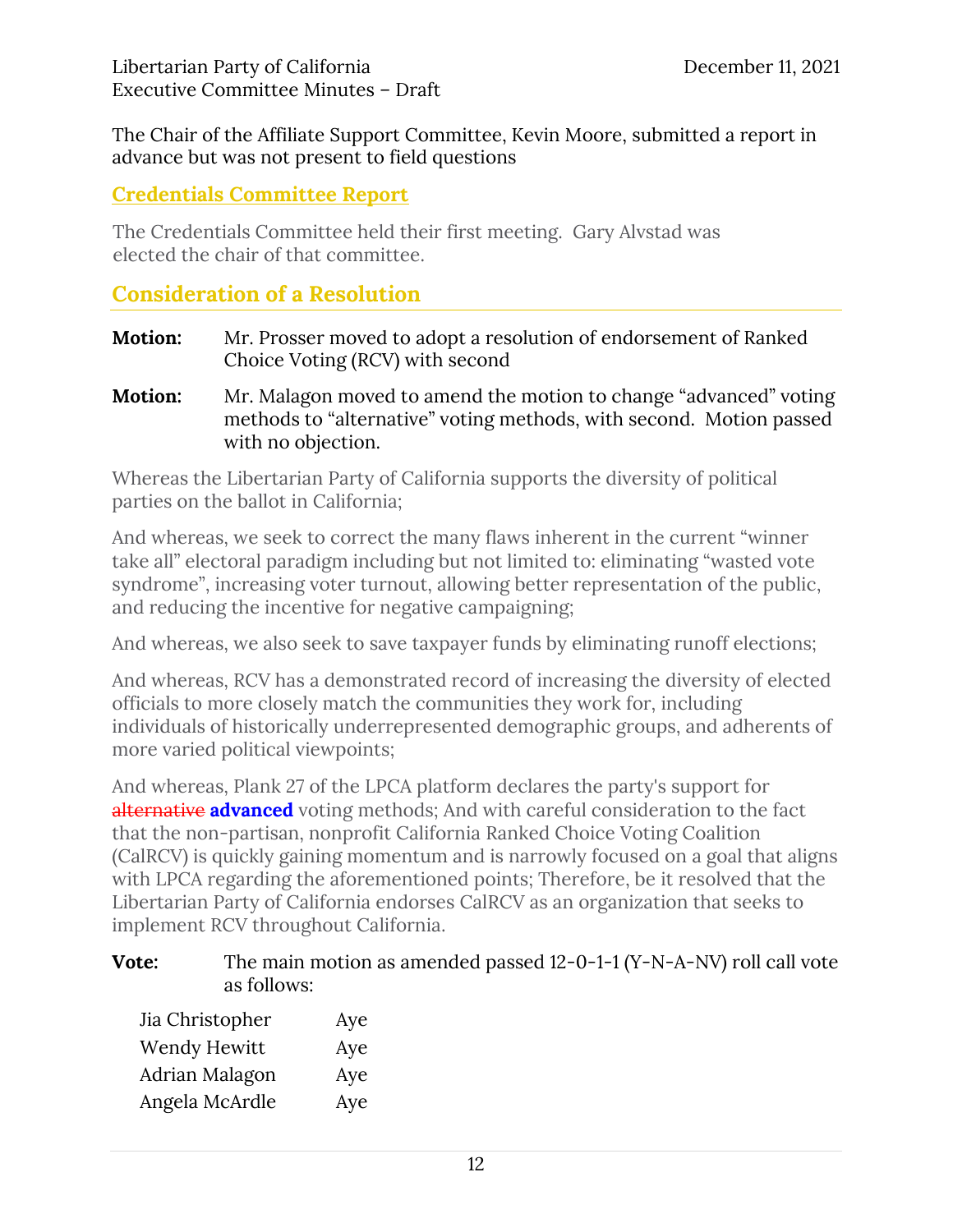The Chair of the Affiliate Support Committee, Kevin Moore, submitted a report in advance but was not present to field questions

## Credentials Committee Report

The Credentials Committee held their first meeting. Gary Alvstad was elected the chair of that committee.

## Consideration of a Resolution

**Motion:** Mr. Prosser moved to adopt a resolution of endorsement of Ranked Choice Voting (RCV) with second

**Motion:** Mr. Malagon moved to amend the motion to change "advanced" voting methods to "alternative" voting methods, with second. Motion passed with no objection.

Whereas the Libertarian Party of California supports the diversity of political parties on the ballot in California;

And whereas, we seek to correct the many flaws inherent in the current "winner take all" electoral paradigm including but not limited to: eliminating "wasted vote syndrome", increasing voter turnout, allowing better representation of the public, and reducing the incentive for negative campaigning;

And whereas, we also seek to save taxpayer funds by eliminating runoff elections;

And whereas, RCV has a demonstrated record of increasing the diversity of elected officials to more closely match the communities they work for, including individuals of historically underrepresented demographic groups, and adherents of more varied political viewpoints;

And whereas, Plank 27 of the LPCA platform declares the party's support for ~~alternative~~ **advanced** voting methods; And with careful consideration to the fact that the non-partisan, nonprofit California Ranked Choice Voting Coalition (CalRCV) is quickly gaining momentum and is narrowly focused on a goal that aligns with LPCA regarding the aforementioned points; Therefore, be it resolved that the Libertarian Party of California endorses CalRCV as an organization that seeks to implement RCV throughout California.

**Vote:** The main motion as amended passed 12-0-1-1 (Y-N-A-NV) roll call vote as follows:

| | |
|---|---|
| Jia Christopher | Aye |
| Wendy Hewitt | Aye |
| Adrian Malagon | Aye |
| Angela McArdle | Aye |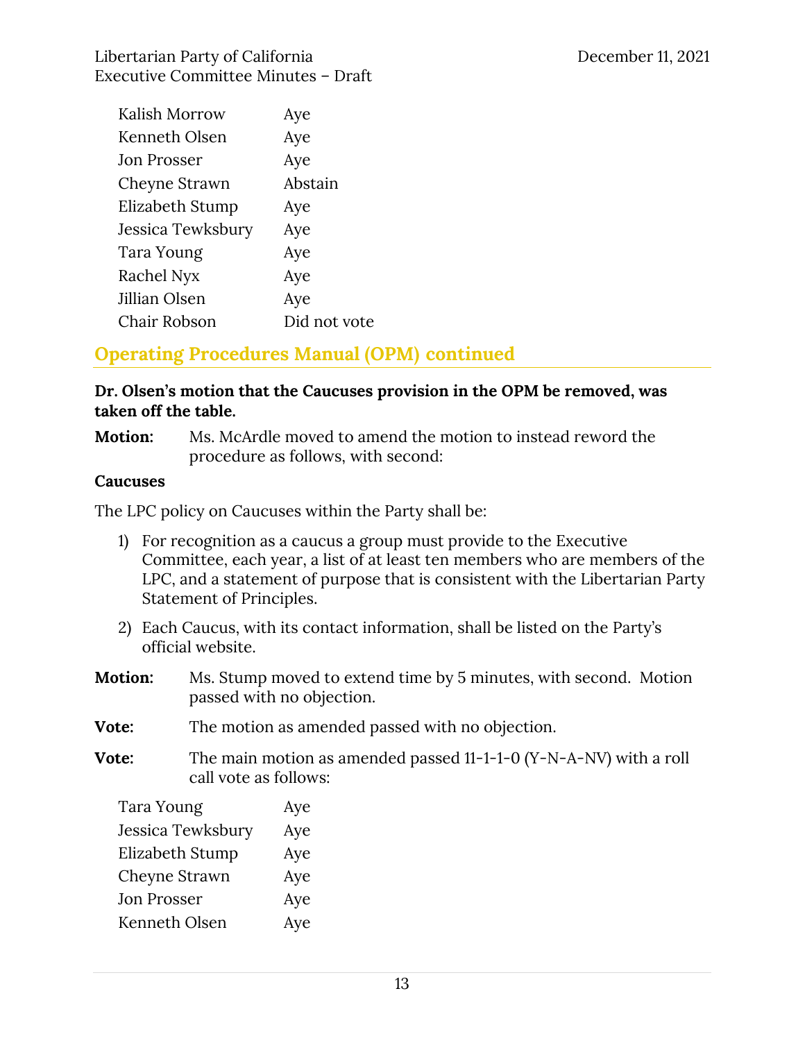| | |
|---|---|
| Kalish Morrow | Aye |
| Kenneth Olsen | Aye |
| Jon Prosser | Aye |
| Cheyne Strawn | Abstain |
| Elizabeth Stump | Aye |
| Jessica Tewksbury | Aye |
| Tara Young | Aye |
| Rachel Nyx | Aye |
| Jillian Olsen | Aye |
| Chair Robson | Did not vote |

## Operating Procedures Manual (OPM) continued

**Dr. Olsen's motion that the Caucuses provision in the OPM be removed, was taken off the table.**

**Motion:** Ms. McArdle moved to amend the motion to instead reword the procedure as follows, with second:

**Caucuses**

The LPC policy on Caucuses within the Party shall be:

1) For recognition as a caucus a group must provide to the Executive Committee, each year, a list of at least ten members who are members of the LPC, and a statement of purpose that is consistent with the Libertarian Party Statement of Principles.
2) Each Caucus, with its contact information, shall be listed on the Party's official website.

**Motion:** Ms. Stump moved to extend time by 5 minutes, with second. Motion passed with no objection.

**Vote:** The motion as amended passed with no objection.

**Vote:** The main motion as amended passed 11-1-1-0 (Y-N-A-NV) with a roll call vote as follows:

| | |
|---|---|
| Tara Young | Aye |
| Jessica Tewksbury | Aye |
| Elizabeth Stump | Aye |
| Cheyne Strawn | Aye |
| Jon Prosser | Aye |
| Kenneth Olsen | Aye |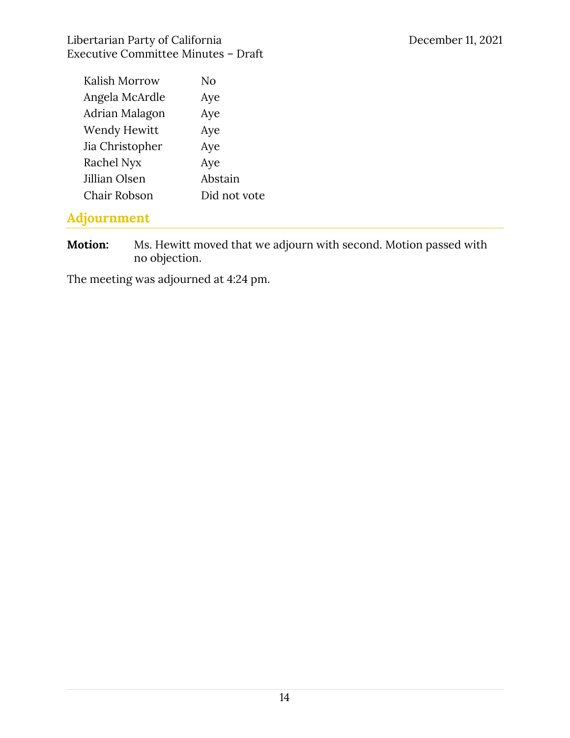| | |
|---|---|
| Kalish Morrow | No |
| Angela McArdle | Aye |
| Adrian Malagon | Aye |
| Wendy Hewitt | Aye |
| Jia Christopher | Aye |
| Rachel Nyx | Aye |
| Jillian Olsen | Abstain |
| Chair Robson | Did not vote |

## Adjournment

**Motion:** Ms. Hewitt moved that we adjourn with second. Motion passed with no objection.

The meeting was adjourned at 4:24 pm.